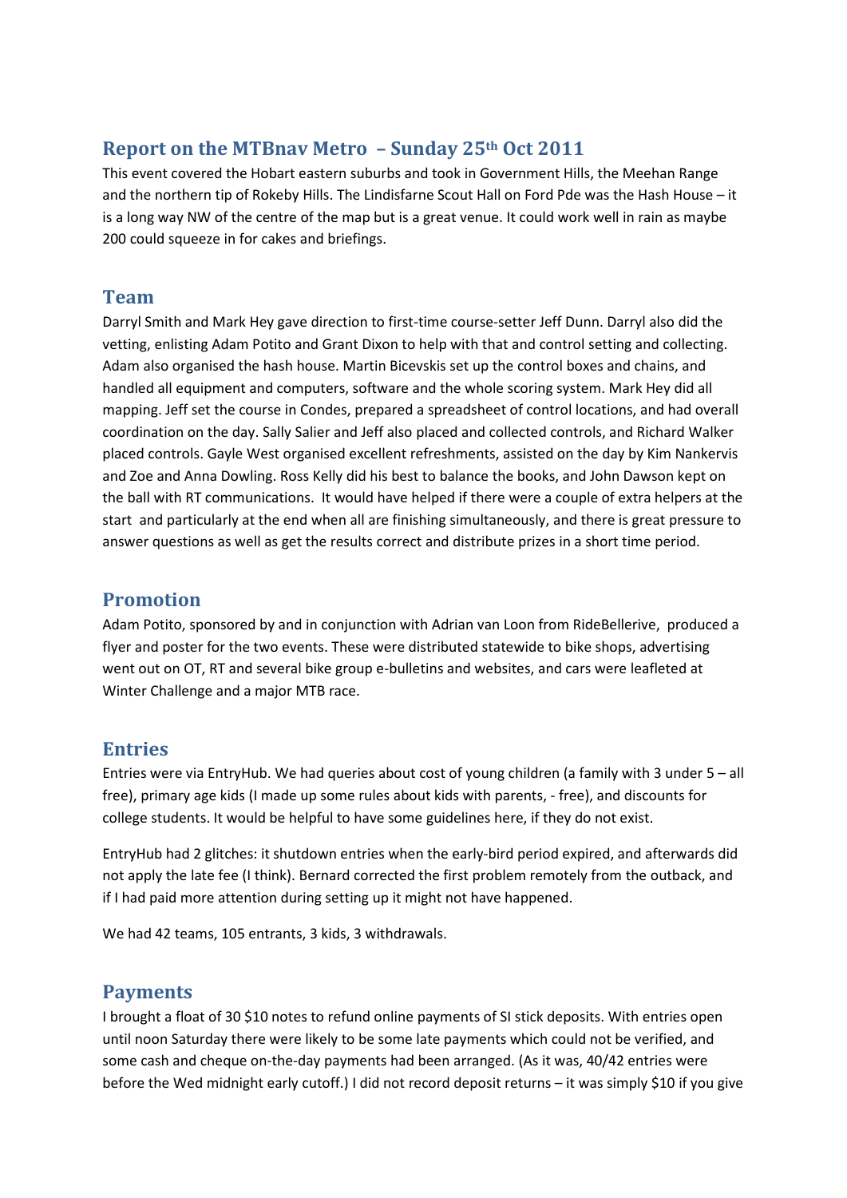## Report on the MTBnav Metro – Sunday 25th Oct 2011

This event covered the Hobart eastern suburbs and took in Government Hills, the Meehan Range and the northern tip of Rokeby Hills. The Lindisfarne Scout Hall on Ford Pde was the Hash House – it is a long way NW of the centre of the map but is a great venue. It could work well in rain as maybe 200 could squeeze in for cakes and briefings.

## Team

Darryl Smith and Mark Hey gave direction to first-time course-setter Jeff Dunn. Darryl also did the vetting, enlisting Adam Potito and Grant Dixon to help with that and control setting and collecting. Adam also organised the hash house. Martin Bicevskis set up the control boxes and chains, and handled all equipment and computers, software and the whole scoring system. Mark Hey did all mapping. Jeff set the course in Condes, prepared a spreadsheet of control locations, and had overall coordination on the day. Sally Salier and Jeff also placed and collected controls, and Richard Walker placed controls. Gayle West organised excellent refreshments, assisted on the day by Kim Nankervis and Zoe and Anna Dowling. Ross Kelly did his best to balance the books, and John Dawson kept on the ball with RT communications. It would have helped if there were a couple of extra helpers at the start and particularly at the end when all are finishing simultaneously, and there is great pressure to answer questions as well as get the results correct and distribute prizes in a short time period.

## Promotion

Adam Potito, sponsored by and in conjunction with Adrian van Loon from RideBellerive, produced a flyer and poster for the two events. These were distributed statewide to bike shops, advertising went out on OT, RT and several bike group e-bulletins and websites, and cars were leafleted at Winter Challenge and a major MTB race.

## Entries

Entries were via EntryHub. We had queries about cost of young children (a family with 3 under 5 – all free), primary age kids (I made up some rules about kids with parents, - free), and discounts for college students. It would be helpful to have some guidelines here, if they do not exist.

EntryHub had 2 glitches: it shutdown entries when the early-bird period expired, and afterwards did not apply the late fee (I think). Bernard corrected the first problem remotely from the outback, and if I had paid more attention during setting up it might not have happened.

We had 42 teams, 105 entrants, 3 kids, 3 withdrawals.

## Payments

I brought a float of 30 $10 notes to refund online payments of SI stick deposits. With entries open until noon Saturday there were likely to be some late payments which could not be verified, and some cash and cheque on-the-day payments had been arranged. (As it was, 40/42 entries were before the Wed midnight early cutoff.) I did not record deposit returns – it was simply $10 if you give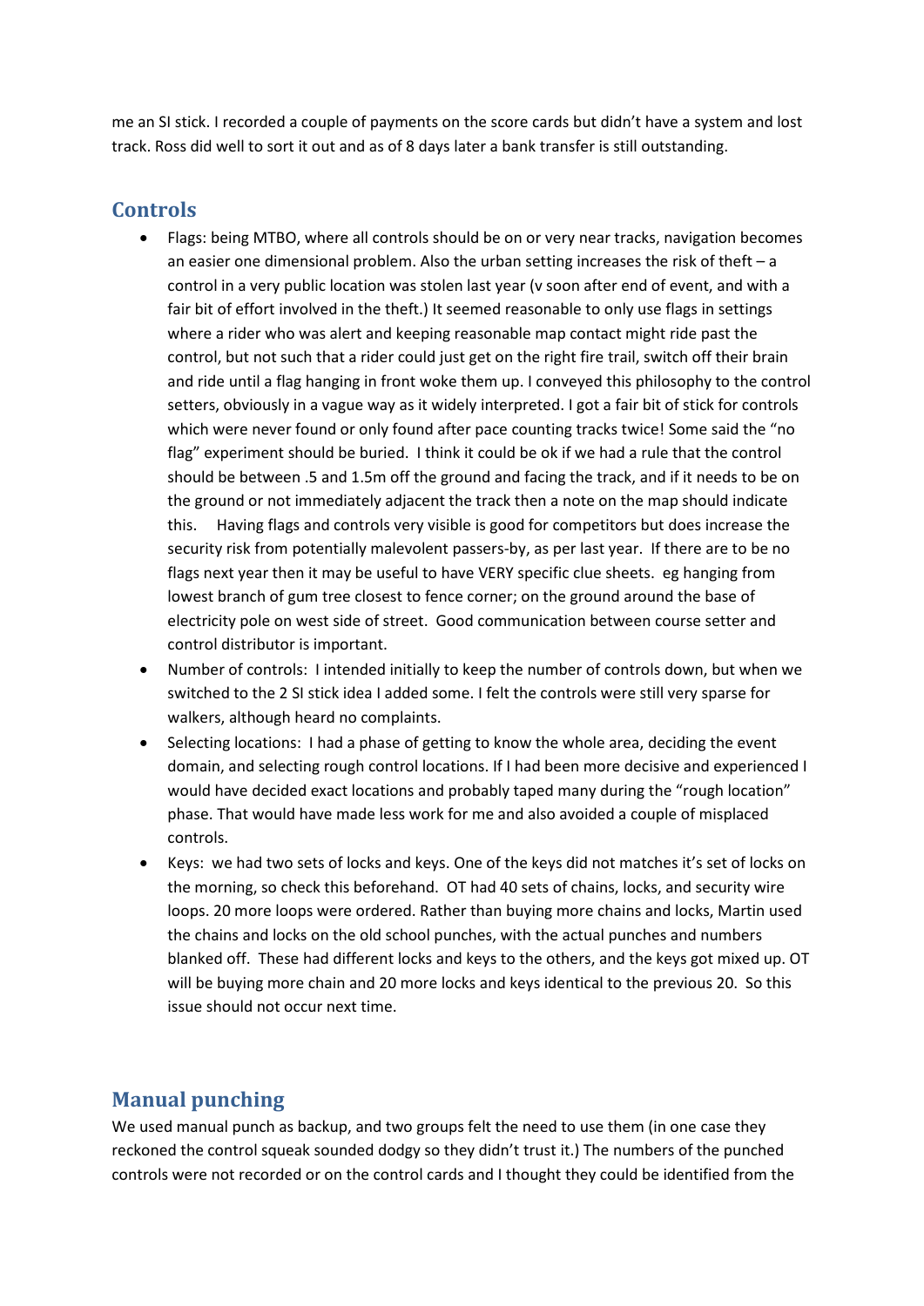me an SI stick. I recorded a couple of payments on the score cards but didn't have a system and lost track. Ross did well to sort it out and as of 8 days later a bank transfer is still outstanding.

## Controls

- Flags: being MTBO, where all controls should be on or very near tracks, navigation becomes an easier one dimensional problem. Also the urban setting increases the risk of theft – a control in a very public location was stolen last year (v soon after end of event, and with a fair bit of effort involved in the theft.) It seemed reasonable to only use flags in settings where a rider who was alert and keeping reasonable map contact might ride past the control, but not such that a rider could just get on the right fire trail, switch off their brain and ride until a flag hanging in front woke them up. I conveyed this philosophy to the control setters, obviously in a vague way as it widely interpreted. I got a fair bit of stick for controls which were never found or only found after pace counting tracks twice! Some said the "no flag" experiment should be buried. I think it could be ok if we had a rule that the control should be between .5 and 1.5m off the ground and facing the track, and if it needs to be on the ground or not immediately adjacent the track then a note on the map should indicate this. Having flags and controls very visible is good for competitors but does increase the security risk from potentially malevolent passers-by, as per last year. If there are to be no flags next year then it may be useful to have VERY specific clue sheets. eg hanging from lowest branch of gum tree closest to fence corner; on the ground around the base of electricity pole on west side of street. Good communication between course setter and control distributor is important.
- Number of controls: I intended initially to keep the number of controls down, but when we switched to the 2 SI stick idea I added some. I felt the controls were still very sparse for walkers, although heard no complaints.
- Selecting locations: I had a phase of getting to know the whole area, deciding the event domain, and selecting rough control locations. If I had been more decisive and experienced I would have decided exact locations and probably taped many during the "rough location" phase. That would have made less work for me and also avoided a couple of misplaced controls.
- Keys: we had two sets of locks and keys. One of the keys did not matches it's set of locks on the morning, so check this beforehand. OT had 40 sets of chains, locks, and security wire loops. 20 more loops were ordered. Rather than buying more chains and locks, Martin used the chains and locks on the old school punches, with the actual punches and numbers blanked off. These had different locks and keys to the others, and the keys got mixed up. OT will be buying more chain and 20 more locks and keys identical to the previous 20. So this issue should not occur next time.

## Manual punching

We used manual punch as backup, and two groups felt the need to use them (in one case they reckoned the control squeak sounded dodgy so they didn't trust it.) The numbers of the punched controls were not recorded or on the control cards and I thought they could be identified from the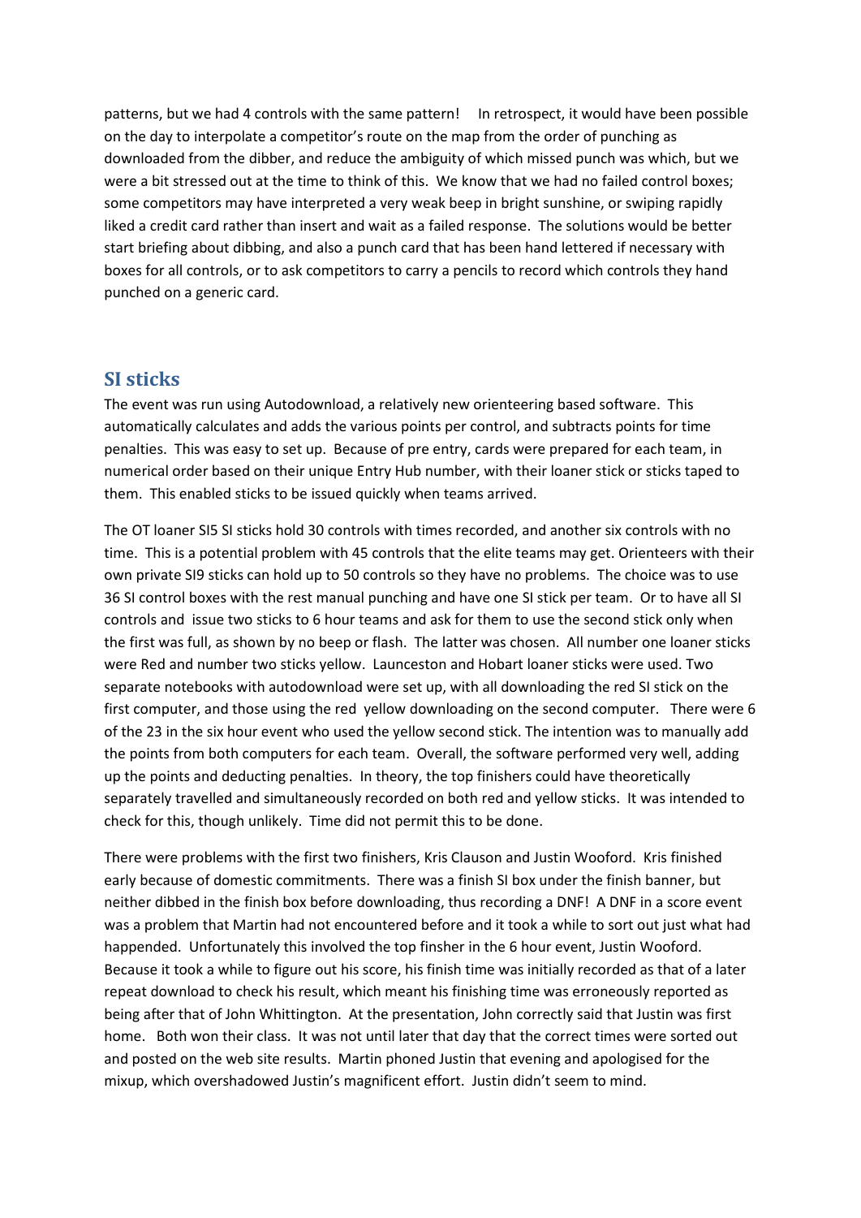patterns, but we had 4 controls with the same pattern!   In retrospect, it would have been possible on the day to interpolate a competitor's route on the map from the order of punching as downloaded from the dibber, and reduce the ambiguity of which missed punch was which, but we were a bit stressed out at the time to think of this.  We know that we had no failed control boxes; some competitors may have interpreted a very weak beep in bright sunshine, or swiping rapidly liked a credit card rather than insert and wait as a failed response.  The solutions would be better start briefing about dibbing, and also a punch card that has been hand lettered if necessary with boxes for all controls, or to ask competitors to carry a pencils to record which controls they hand punched on a generic card.

## SI sticks

The event was run using Autodownload, a relatively new orienteering based software.  This automatically calculates and adds the various points per control, and subtracts points for time penalties.  This was easy to set up.  Because of pre entry, cards were prepared for each team, in numerical order based on their unique Entry Hub number, with their loaner stick or sticks taped to them.  This enabled sticks to be issued quickly when teams arrived.

The OT loaner SI5 SI sticks hold 30 controls with times recorded, and another six controls with no time.  This is a potential problem with 45 controls that the elite teams may get. Orienteers with their own private SI9 sticks can hold up to 50 controls so they have no problems.  The choice was to use 36 SI control boxes with the rest manual punching and have one SI stick per team.  Or to have all SI controls and  issue two sticks to 6 hour teams and ask for them to use the second stick only when the first was full, as shown by no beep or flash.  The latter was chosen.  All number one loaner sticks were Red and number two sticks yellow.  Launceston and Hobart loaner sticks were used. Two separate notebooks with autodownload were set up, with all downloading the red SI stick on the first computer, and those using the red  yellow downloading on the second computer.   There were 6 of the 23 in the six hour event who used the yellow second stick. The intention was to manually add the points from both computers for each team.  Overall, the software performed very well, adding up the points and deducting penalties.  In theory, the top finishers could have theoretically separately travelled and simultaneously recorded on both red and yellow sticks.  It was intended to check for this, though unlikely.  Time did not permit this to be done.

There were problems with the first two finishers, Kris Clauson and Justin Wooford.  Kris finished early because of domestic commitments.  There was a finish SI box under the finish banner, but neither dibbed in the finish box before downloading, thus recording a DNF!  A DNF in a score event was a problem that Martin had not encountered before and it took a while to sort out just what had happended.  Unfortunately this involved the top finsher in the 6 hour event, Justin Wooford.  Because it took a while to figure out his score, his finish time was initially recorded as that of a later repeat download to check his result, which meant his finishing time was erroneously reported as being after that of John Whittington.  At the presentation, John correctly said that Justin was first home.   Both won their class.  It was not until later that day that the correct times were sorted out and posted on the web site results.  Martin phoned Justin that evening and apologised for the mixup, which overshadowed Justin's magnificent effort.  Justin didn't seem to mind.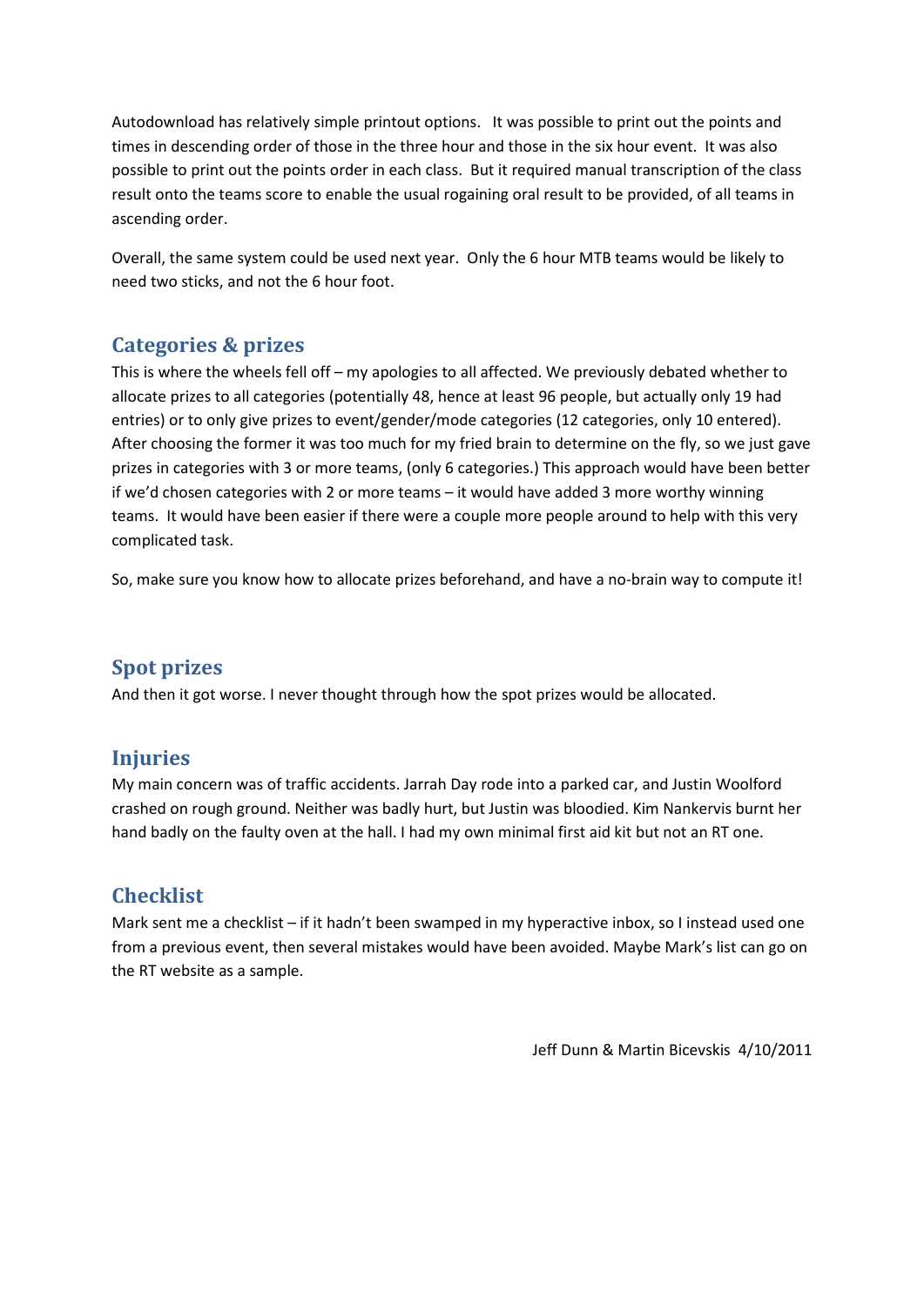Autodownload has relatively simple printout options. It was possible to print out the points and times in descending order of those in the three hour and those in the six hour event. It was also possible to print out the points order in each class. But it required manual transcription of the class result onto the teams score to enable the usual rogaining oral result to be provided, of all teams in ascending order.

Overall, the same system could be used next year. Only the 6 hour MTB teams would be likely to need two sticks, and not the 6 hour foot.

## Categories & prizes

This is where the wheels fell off – my apologies to all affected. We previously debated whether to allocate prizes to all categories (potentially 48, hence at least 96 people, but actually only 19 had entries) or to only give prizes to event/gender/mode categories (12 categories, only 10 entered). After choosing the former it was too much for my fried brain to determine on the fly, so we just gave prizes in categories with 3 or more teams, (only 6 categories.) This approach would have been better if we'd chosen categories with 2 or more teams – it would have added 3 more worthy winning teams. It would have been easier if there were a couple more people around to help with this very complicated task.

So, make sure you know how to allocate prizes beforehand, and have a no-brain way to compute it!

## Spot prizes

And then it got worse. I never thought through how the spot prizes would be allocated.

## Injuries

My main concern was of traffic accidents. Jarrah Day rode into a parked car, and Justin Woolford crashed on rough ground. Neither was badly hurt, but Justin was bloodied. Kim Nankervis burnt her hand badly on the faulty oven at the hall. I had my own minimal first aid kit but not an RT one.

## Checklist

Mark sent me a checklist – if it hadn't been swamped in my hyperactive inbox, so I instead used one from a previous event, then several mistakes would have been avoided. Maybe Mark's list can go on the RT website as a sample.

Jeff Dunn & Martin Bicevskis 4/10/2011